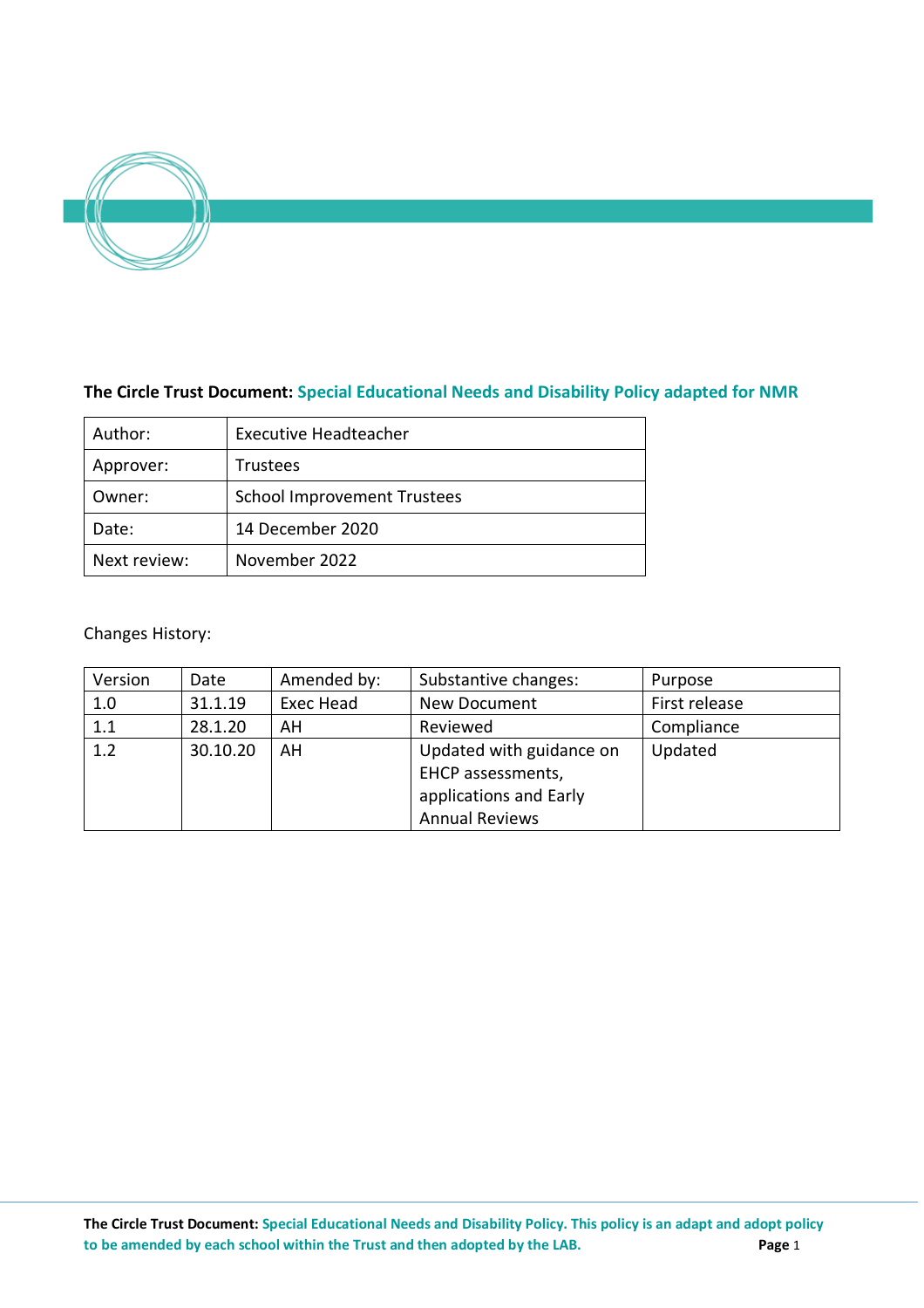**The Circle Trust Document:** **Special Educational Needs and Disability Policy adapted for NMR**

| Author: | Executive Headteacher |
|---|---|
| Approver: | Trustees |
| Owner: | School Improvement Trustees |
| Date: | 14 December 2020 |
| Next review: | November 2022 |

Changes History:

| Version | Date | Amended by: | Substantive changes: | Purpose |
|---|---|---|---|---|
| 1.0 | 31.1.19 | Exec Head | New Document | First release |
| 1.1 | 28.1.20 | AH | Reviewed | Compliance |
| 1.2 | 30.10.20 | AH | Updated with guidance on EHCP assessments, applications and Early Annual Reviews | Updated |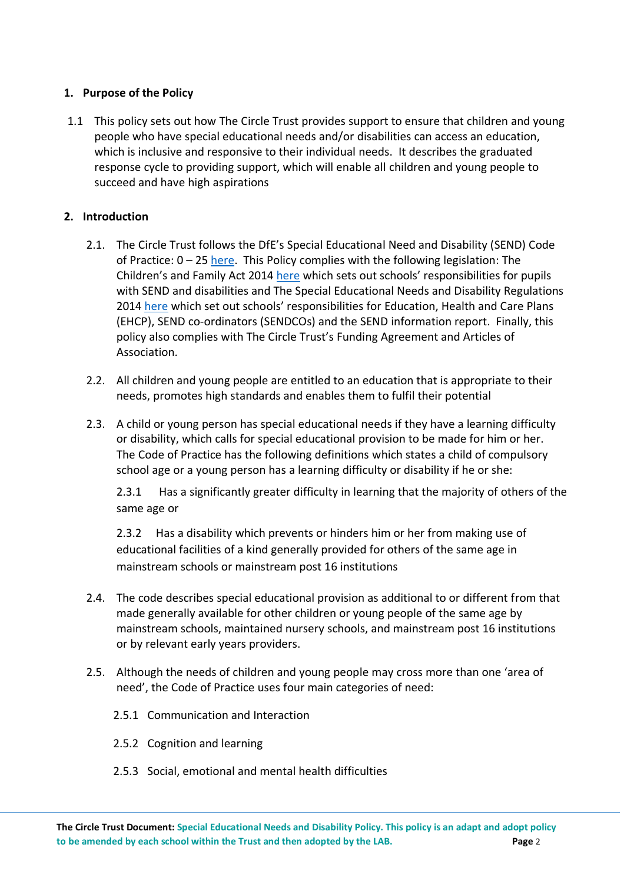## 1. Purpose of the Policy

1.1 This policy sets out how The Circle Trust provides support to ensure that children and young people who have special educational needs and/or disabilities can access an education, which is inclusive and responsive to their individual needs. It describes the graduated response cycle to providing support, which will enable all children and young people to succeed and have high aspirations

## 2. Introduction

2.1. The Circle Trust follows the DfE's Special Educational Need and Disability (SEND) Code of Practice: 0 – 25 here. This Policy complies with the following legislation: The Children's and Family Act 2014 here which sets out schools' responsibilities for pupils with SEND and disabilities and The Special Educational Needs and Disability Regulations 2014 here which set out schools' responsibilities for Education, Health and Care Plans (EHCP), SEND co-ordinators (SENDCOs) and the SEND information report. Finally, this policy also complies with The Circle Trust's Funding Agreement and Articles of Association.

2.2. All children and young people are entitled to an education that is appropriate to their needs, promotes high standards and enables them to fulfil their potential

2.3. A child or young person has special educational needs if they have a learning difficulty or disability, which calls for special educational provision to be made for him or her. The Code of Practice has the following definitions which states a child of compulsory school age or a young person has a learning difficulty or disability if he or she:

2.3.1 Has a significantly greater difficulty in learning that the majority of others of the same age or

2.3.2 Has a disability which prevents or hinders him or her from making use of educational facilities of a kind generally provided for others of the same age in mainstream schools or mainstream post 16 institutions

2.4. The code describes special educational provision as additional to or different from that made generally available for other children or young people of the same age by mainstream schools, maintained nursery schools, and mainstream post 16 institutions or by relevant early years providers.

2.5. Although the needs of children and young people may cross more than one 'area of need', the Code of Practice uses four main categories of need:

2.5.1 Communication and Interaction

2.5.2 Cognition and learning

2.5.3 Social, emotional and mental health difficulties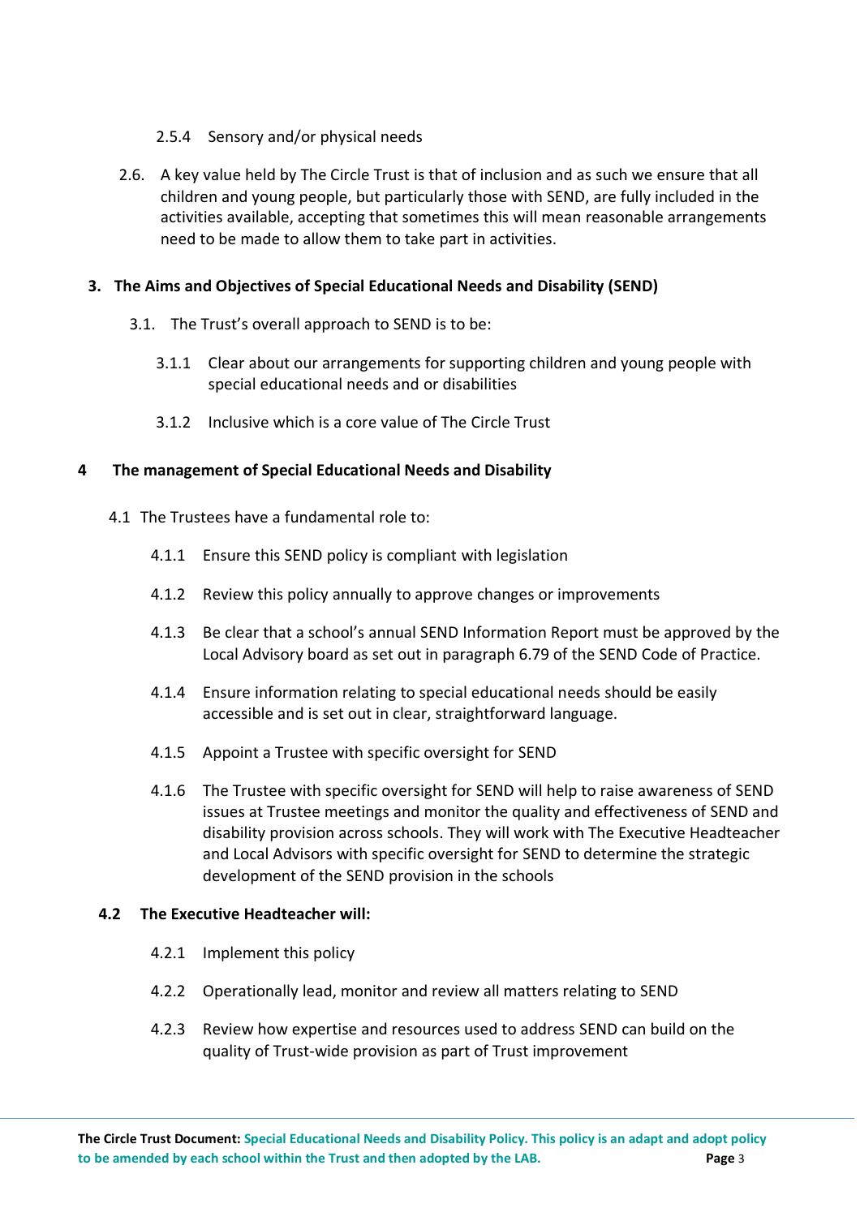2.5.4 Sensory and/or physical needs

2.6. A key value held by The Circle Trust is that of inclusion and as such we ensure that all children and young people, but particularly those with SEND, are fully included in the activities available, accepting that sometimes this will mean reasonable arrangements need to be made to allow them to take part in activities.

## 3. The Aims and Objectives of Special Educational Needs and Disability (SEND)

3.1. The Trust's overall approach to SEND is to be:

3.1.1 Clear about our arrangements for supporting children and young people with special educational needs and or disabilities

3.1.2 Inclusive which is a core value of The Circle Trust

## 4 The management of Special Educational Needs and Disability

4.1 The Trustees have a fundamental role to:

4.1.1 Ensure this SEND policy is compliant with legislation

4.1.2 Review this policy annually to approve changes or improvements

4.1.3 Be clear that a school's annual SEND Information Report must be approved by the Local Advisory board as set out in paragraph 6.79 of the SEND Code of Practice.

4.1.4 Ensure information relating to special educational needs should be easily accessible and is set out in clear, straightforward language.

4.1.5 Appoint a Trustee with specific oversight for SEND

4.1.6 The Trustee with specific oversight for SEND will help to raise awareness of SEND issues at Trustee meetings and monitor the quality and effectiveness of SEND and disability provision across schools. They will work with The Executive Headteacher and Local Advisors with specific oversight for SEND to determine the strategic development of the SEND provision in the schools

### 4.2 The Executive Headteacher will:

4.2.1 Implement this policy

4.2.2 Operationally lead, monitor and review all matters relating to SEND

4.2.3 Review how expertise and resources used to address SEND can build on the quality of Trust-wide provision as part of Trust improvement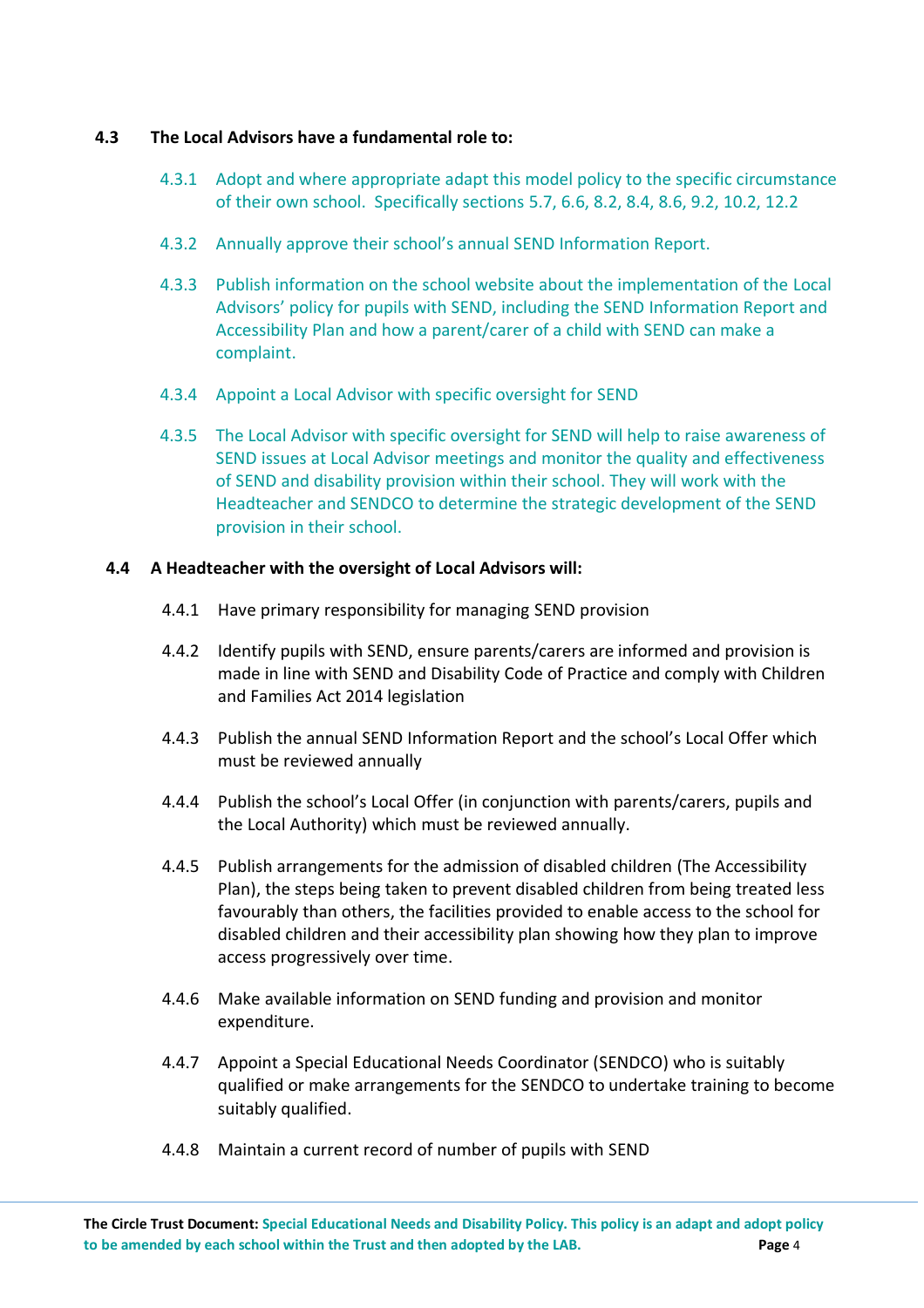**4.3 The Local Advisors have a fundamental role to:**

4.3.1 Adopt and where appropriate adapt this model policy to the specific circumstance of their own school. Specifically sections 5.7, 6.6, 8.2, 8.4, 8.6, 9.2, 10.2, 12.2

4.3.2 Annually approve their school's annual SEND Information Report.

4.3.3 Publish information on the school website about the implementation of the Local Advisors' policy for pupils with SEND, including the SEND Information Report and Accessibility Plan and how a parent/carer of a child with SEND can make a complaint.

4.3.4 Appoint a Local Advisor with specific oversight for SEND

4.3.5 The Local Advisor with specific oversight for SEND will help to raise awareness of SEND issues at Local Advisor meetings and monitor the quality and effectiveness of SEND and disability provision within their school. They will work with the Headteacher and SENDCO to determine the strategic development of the SEND provision in their school.

**4.4 A Headteacher with the oversight of Local Advisors will:**

4.4.1 Have primary responsibility for managing SEND provision

4.4.2 Identify pupils with SEND, ensure parents/carers are informed and provision is made in line with SEND and Disability Code of Practice and comply with Children and Families Act 2014 legislation

4.4.3 Publish the annual SEND Information Report and the school's Local Offer which must be reviewed annually

4.4.4 Publish the school's Local Offer (in conjunction with parents/carers, pupils and the Local Authority) which must be reviewed annually.

4.4.5 Publish arrangements for the admission of disabled children (The Accessibility Plan), the steps being taken to prevent disabled children from being treated less favourably than others, the facilities provided to enable access to the school for disabled children and their accessibility plan showing how they plan to improve access progressively over time.

4.4.6 Make available information on SEND funding and provision and monitor expenditure.

4.4.7 Appoint a Special Educational Needs Coordinator (SENDCO) who is suitably qualified or make arrangements for the SENDCO to undertake training to become suitably qualified.

4.4.8 Maintain a current record of number of pupils with SEND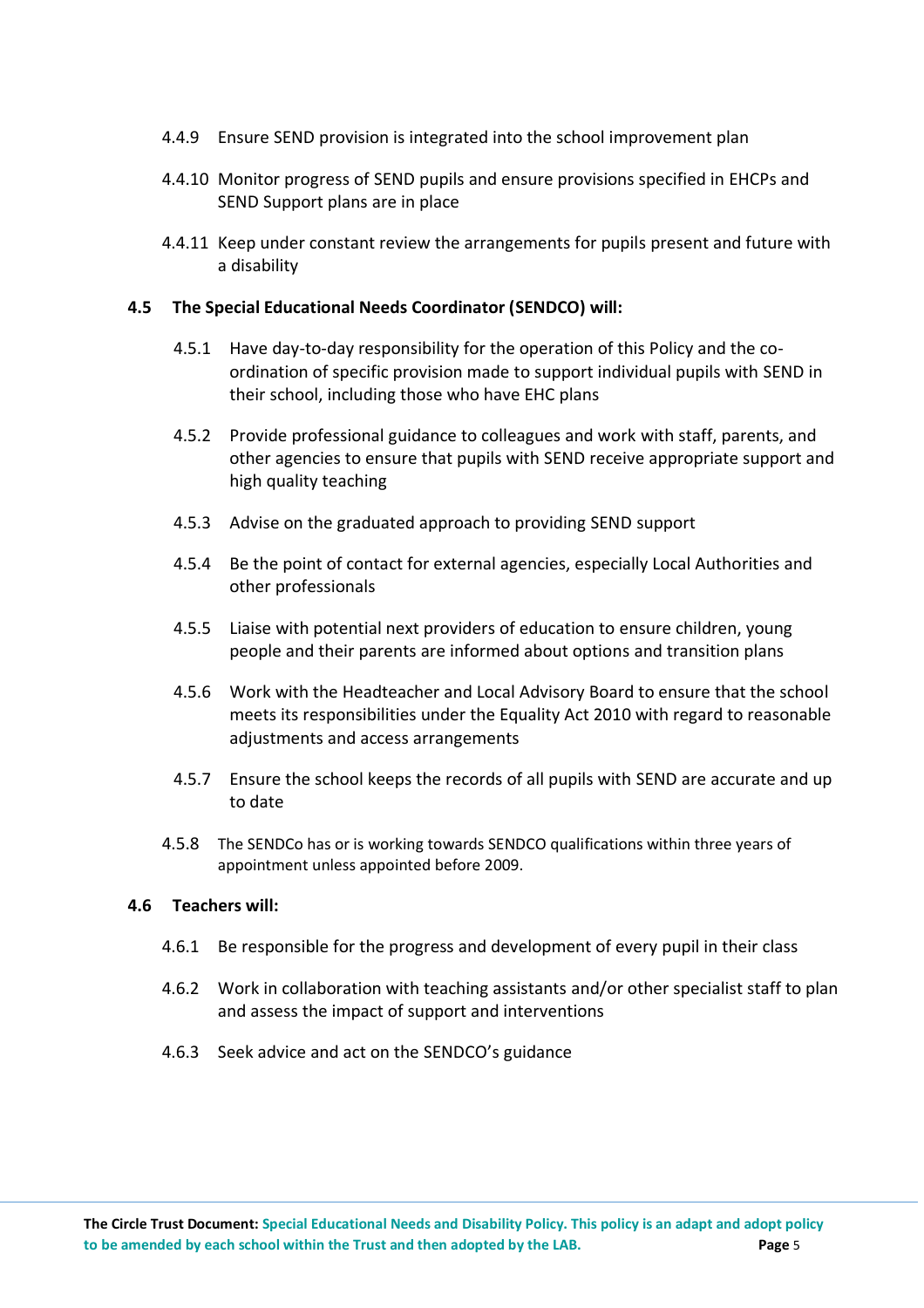4.4.9 Ensure SEND provision is integrated into the school improvement plan

4.4.10 Monitor progress of SEND pupils and ensure provisions specified in EHCPs and SEND Support plans are in place

4.4.11 Keep under constant review the arrangements for pupils present and future with a disability

### 4.5 The Special Educational Needs Coordinator (SENDCO) will:

4.5.1 Have day-to-day responsibility for the operation of this Policy and the co-ordination of specific provision made to support individual pupils with SEND in their school, including those who have EHC plans

4.5.2 Provide professional guidance to colleagues and work with staff, parents, and other agencies to ensure that pupils with SEND receive appropriate support and high quality teaching

4.5.3 Advise on the graduated approach to providing SEND support

4.5.4 Be the point of contact for external agencies, especially Local Authorities and other professionals

4.5.5 Liaise with potential next providers of education to ensure children, young people and their parents are informed about options and transition plans

4.5.6 Work with the Headteacher and Local Advisory Board to ensure that the school meets its responsibilities under the Equality Act 2010 with regard to reasonable adjustments and access arrangements

4.5.7 Ensure the school keeps the records of all pupils with SEND are accurate and up to date

4.5.8 The SENDCo has or is working towards SENDCO qualifications within three years of appointment unless appointed before 2009.

### 4.6 Teachers will:

4.6.1 Be responsible for the progress and development of every pupil in their class

4.6.2 Work in collaboration with teaching assistants and/or other specialist staff to plan and assess the impact of support and interventions

4.6.3 Seek advice and act on the SENDCO's guidance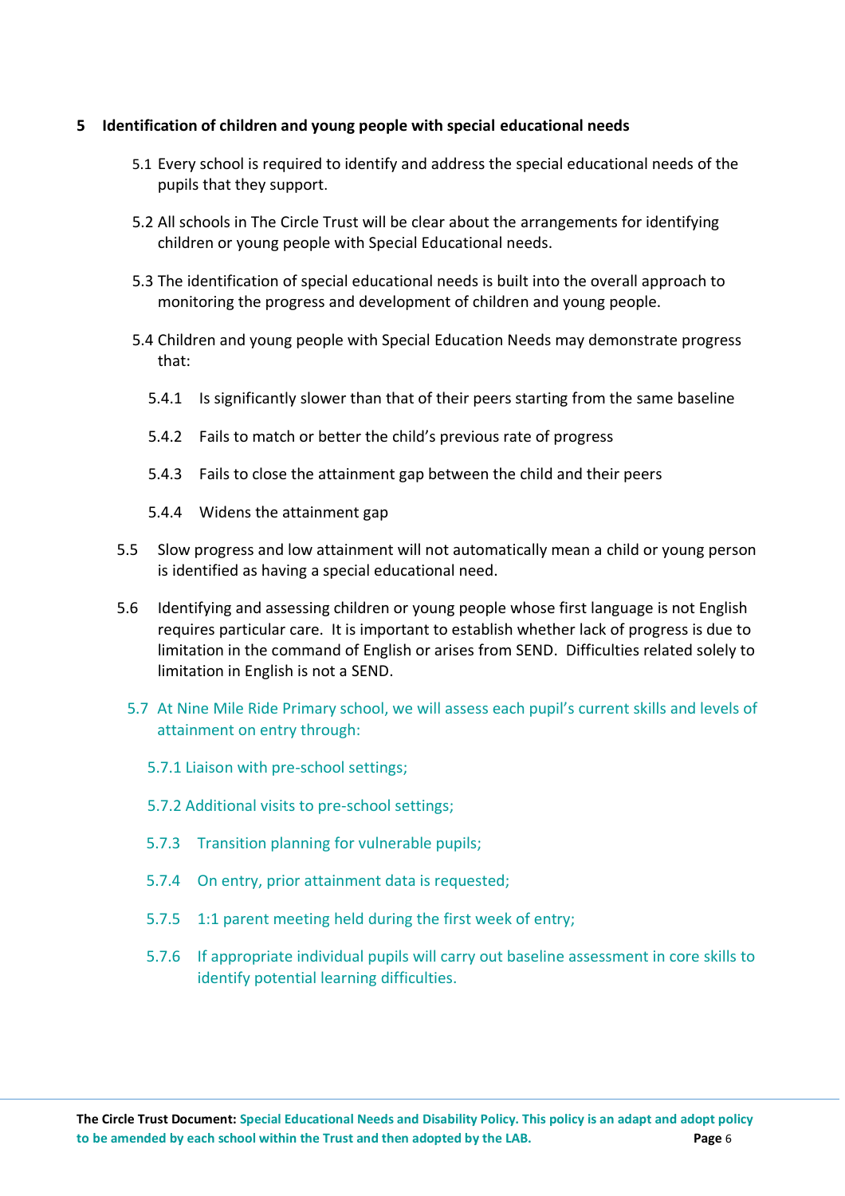## 5 Identification of children and young people with special educational needs

5.1 Every school is required to identify and address the special educational needs of the pupils that they support.

5.2 All schools in The Circle Trust will be clear about the arrangements for identifying children or young people with Special Educational needs.

5.3 The identification of special educational needs is built into the overall approach to monitoring the progress and development of children and young people.

5.4 Children and young people with Special Education Needs may demonstrate progress that:

5.4.1 Is significantly slower than that of their peers starting from the same baseline

5.4.2 Fails to match or better the child's previous rate of progress

5.4.3 Fails to close the attainment gap between the child and their peers

5.4.4 Widens the attainment gap

5.5 Slow progress and low attainment will not automatically mean a child or young person is identified as having a special educational need.

5.6 Identifying and assessing children or young people whose first language is not English requires particular care. It is important to establish whether lack of progress is due to limitation in the command of English or arises from SEND. Difficulties related solely to limitation in English is not a SEND.

5.7 At Nine Mile Ride Primary school, we will assess each pupil's current skills and levels of attainment on entry through:

5.7.1 Liaison with pre-school settings;

5.7.2 Additional visits to pre-school settings;

5.7.3 Transition planning for vulnerable pupils;

5.7.4 On entry, prior attainment data is requested;

5.7.5 1:1 parent meeting held during the first week of entry;

5.7.6 If appropriate individual pupils will carry out baseline assessment in core skills to identify potential learning difficulties.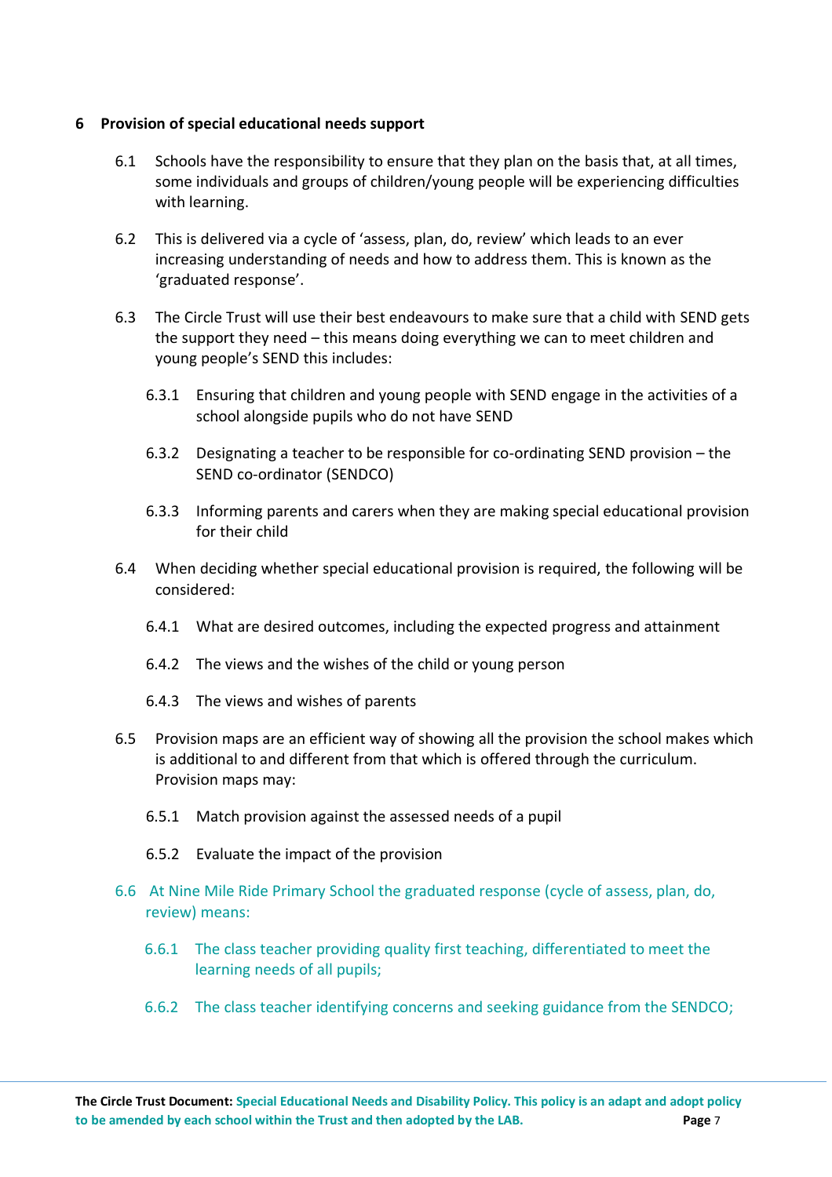## 6 Provision of special educational needs support

6.1 Schools have the responsibility to ensure that they plan on the basis that, at all times, some individuals and groups of children/young people will be experiencing difficulties with learning.

6.2 This is delivered via a cycle of 'assess, plan, do, review' which leads to an ever increasing understanding of needs and how to address them. This is known as the 'graduated response'.

6.3 The Circle Trust will use their best endeavours to make sure that a child with SEND gets the support they need – this means doing everything we can to meet children and young people's SEND this includes:

6.3.1 Ensuring that children and young people with SEND engage in the activities of a school alongside pupils who do not have SEND

6.3.2 Designating a teacher to be responsible for co-ordinating SEND provision – the SEND co-ordinator (SENDCO)

6.3.3 Informing parents and carers when they are making special educational provision for their child

6.4 When deciding whether special educational provision is required, the following will be considered:

6.4.1 What are desired outcomes, including the expected progress and attainment

6.4.2 The views and the wishes of the child or young person

6.4.3 The views and wishes of parents

6.5 Provision maps are an efficient way of showing all the provision the school makes which is additional to and different from that which is offered through the curriculum. Provision maps may:

6.5.1 Match provision against the assessed needs of a pupil

6.5.2 Evaluate the impact of the provision

6.6 At Nine Mile Ride Primary School the graduated response (cycle of assess, plan, do, review) means:

6.6.1 The class teacher providing quality first teaching, differentiated to meet the learning needs of all pupils;

6.6.2 The class teacher identifying concerns and seeking guidance from the SENDCO;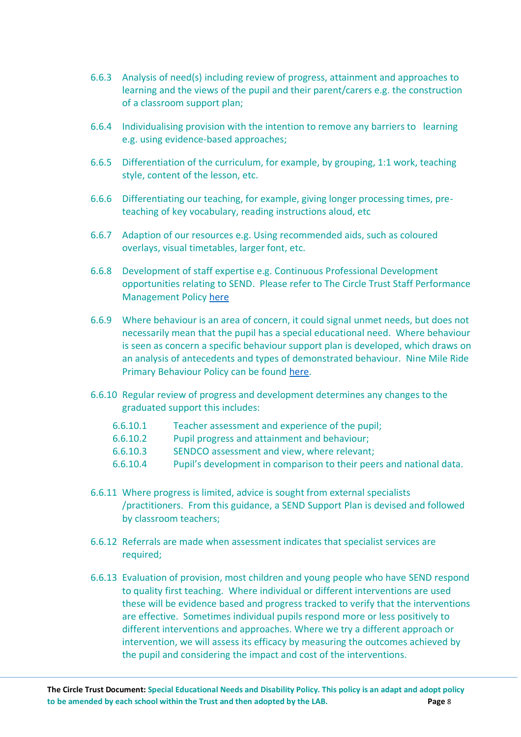6.6.3 Analysis of need(s) including review of progress, attainment and approaches to learning and the views of the pupil and their parent/carers e.g. the construction of a classroom support plan;

6.6.4 Individualising provision with the intention to remove any barriers to learning e.g. using evidence-based approaches;

6.6.5 Differentiation of the curriculum, for example, by grouping, 1:1 work, teaching style, content of the lesson, etc.

6.6.6 Differentiating our teaching, for example, giving longer processing times, pre-teaching of key vocabulary, reading instructions aloud, etc

6.6.7 Adaption of our resources e.g. Using recommended aids, such as coloured overlays, visual timetables, larger font, etc.

6.6.8 Development of staff expertise e.g. Continuous Professional Development opportunities relating to SEND. Please refer to The Circle Trust Staff Performance Management Policy here

6.6.9 Where behaviour is an area of concern, it could signal unmet needs, but does not necessarily mean that the pupil has a special educational need. Where behaviour is seen as concern a specific behaviour support plan is developed, which draws on an analysis of antecedents and types of demonstrated behaviour. Nine Mile Ride Primary Behaviour Policy can be found here.

6.6.10 Regular review of progress and development determines any changes to the graduated support this includes:

- 6.6.10.1 Teacher assessment and experience of the pupil;
- 6.6.10.2 Pupil progress and attainment and behaviour;
- 6.6.10.3 SENDCO assessment and view, where relevant;
- 6.6.10.4 Pupil's development in comparison to their peers and national data.

6.6.11 Where progress is limited, advice is sought from external specialists /practitioners. From this guidance, a SEND Support Plan is devised and followed by classroom teachers;

6.6.12 Referrals are made when assessment indicates that specialist services are required;

6.6.13 Evaluation of provision, most children and young people who have SEND respond to quality first teaching. Where individual or different interventions are used these will be evidence based and progress tracked to verify that the interventions are effective. Sometimes individual pupils respond more or less positively to different interventions and approaches. Where we try a different approach or intervention, we will assess its efficacy by measuring the outcomes achieved by the pupil and considering the impact and cost of the interventions.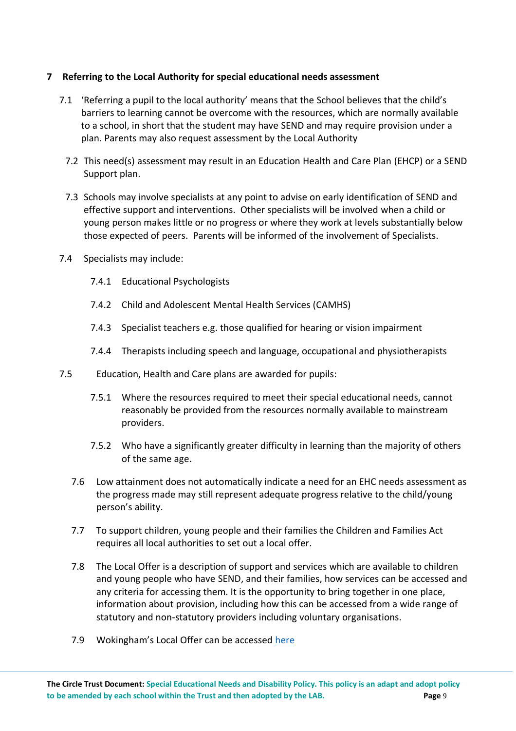## 7 Referring to the Local Authority for special educational needs assessment

7.1 'Referring a pupil to the local authority' means that the School believes that the child's barriers to learning cannot be overcome with the resources, which are normally available to a school, in short that the student may have SEND and may require provision under a plan. Parents may also request assessment by the Local Authority

7.2 This need(s) assessment may result in an Education Health and Care Plan (EHCP) or a SEND Support plan.

7.3 Schools may involve specialists at any point to advise on early identification of SEND and effective support and interventions. Other specialists will be involved when a child or young person makes little or no progress or where they work at levels substantially below those expected of peers. Parents will be informed of the involvement of Specialists.

7.4 Specialists may include:

7.4.1 Educational Psychologists

7.4.2 Child and Adolescent Mental Health Services (CAMHS)

7.4.3 Specialist teachers e.g. those qualified for hearing or vision impairment

7.4.4 Therapists including speech and language, occupational and physiotherapists

7.5 Education, Health and Care plans are awarded for pupils:

7.5.1 Where the resources required to meet their special educational needs, cannot reasonably be provided from the resources normally available to mainstream providers.

7.5.2 Who have a significantly greater difficulty in learning than the majority of others of the same age.

7.6 Low attainment does not automatically indicate a need for an EHC needs assessment as the progress made may still represent adequate progress relative to the child/young person's ability.

7.7 To support children, young people and their families the Children and Families Act requires all local authorities to set out a local offer.

7.8 The Local Offer is a description of support and services which are available to children and young people who have SEND, and their families, how services can be accessed and any criteria for accessing them. It is the opportunity to bring together in one place, information about provision, including how this can be accessed from a wide range of statutory and non-statutory providers including voluntary organisations.

7.9 Wokingham's Local Offer can be accessed here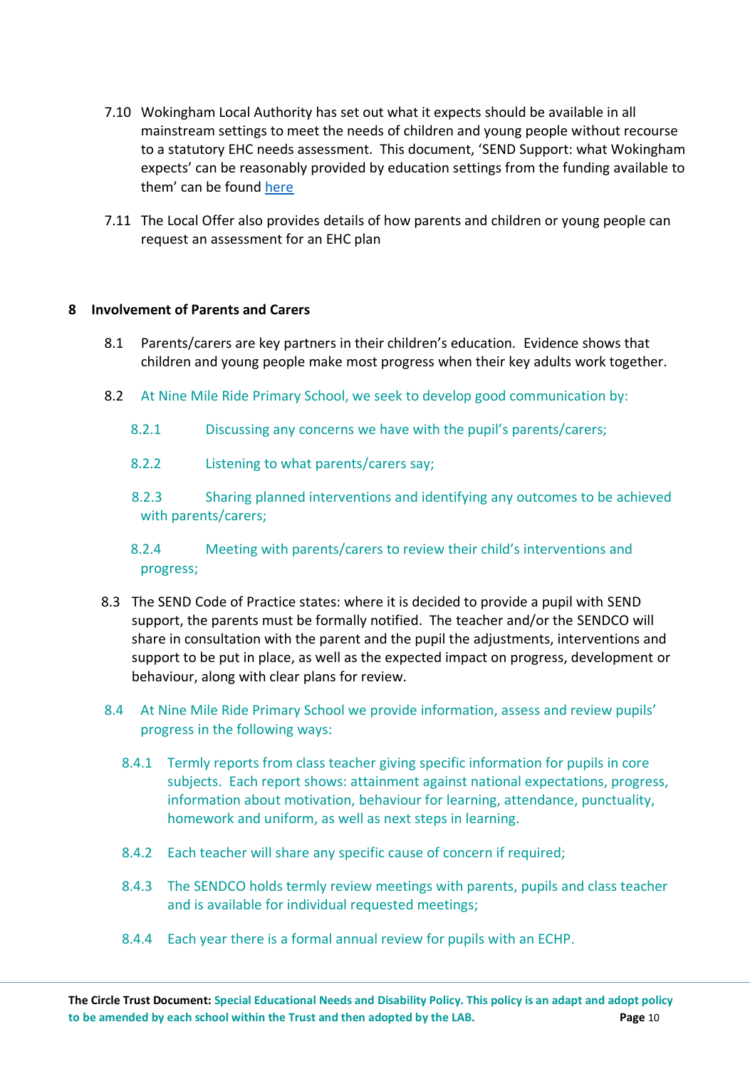7.10 Wokingham Local Authority has set out what it expects should be available in all mainstream settings to meet the needs of children and young people without recourse to a statutory EHC needs assessment. This document, 'SEND Support: what Wokingham expects' can be reasonably provided by education settings from the funding available to them' can be found [here]

7.11 The Local Offer also provides details of how parents and children or young people can request an assessment for an EHC plan

## 8 Involvement of Parents and Carers

8.1 Parents/carers are key partners in their children's education. Evidence shows that children and young people make most progress when their key adults work together.

8.2 At Nine Mile Ride Primary School, we seek to develop good communication by:

8.2.1 Discussing any concerns we have with the pupil's parents/carers;

8.2.2 Listening to what parents/carers say;

8.2.3 Sharing planned interventions and identifying any outcomes to be achieved with parents/carers;

8.2.4 Meeting with parents/carers to review their child's interventions and progress;

8.3 The SEND Code of Practice states: where it is decided to provide a pupil with SEND support, the parents must be formally notified. The teacher and/or the SENDCO will share in consultation with the parent and the pupil the adjustments, interventions and support to be put in place, as well as the expected impact on progress, development or behaviour, along with clear plans for review.

8.4 At Nine Mile Ride Primary School we provide information, assess and review pupils' progress in the following ways:

8.4.1 Termly reports from class teacher giving specific information for pupils in core subjects. Each report shows: attainment against national expectations, progress, information about motivation, behaviour for learning, attendance, punctuality, homework and uniform, as well as next steps in learning.

8.4.2 Each teacher will share any specific cause of concern if required;

8.4.3 The SENDCO holds termly review meetings with parents, pupils and class teacher and is available for individual requested meetings;

8.4.4 Each year there is a formal annual review for pupils with an ECHP.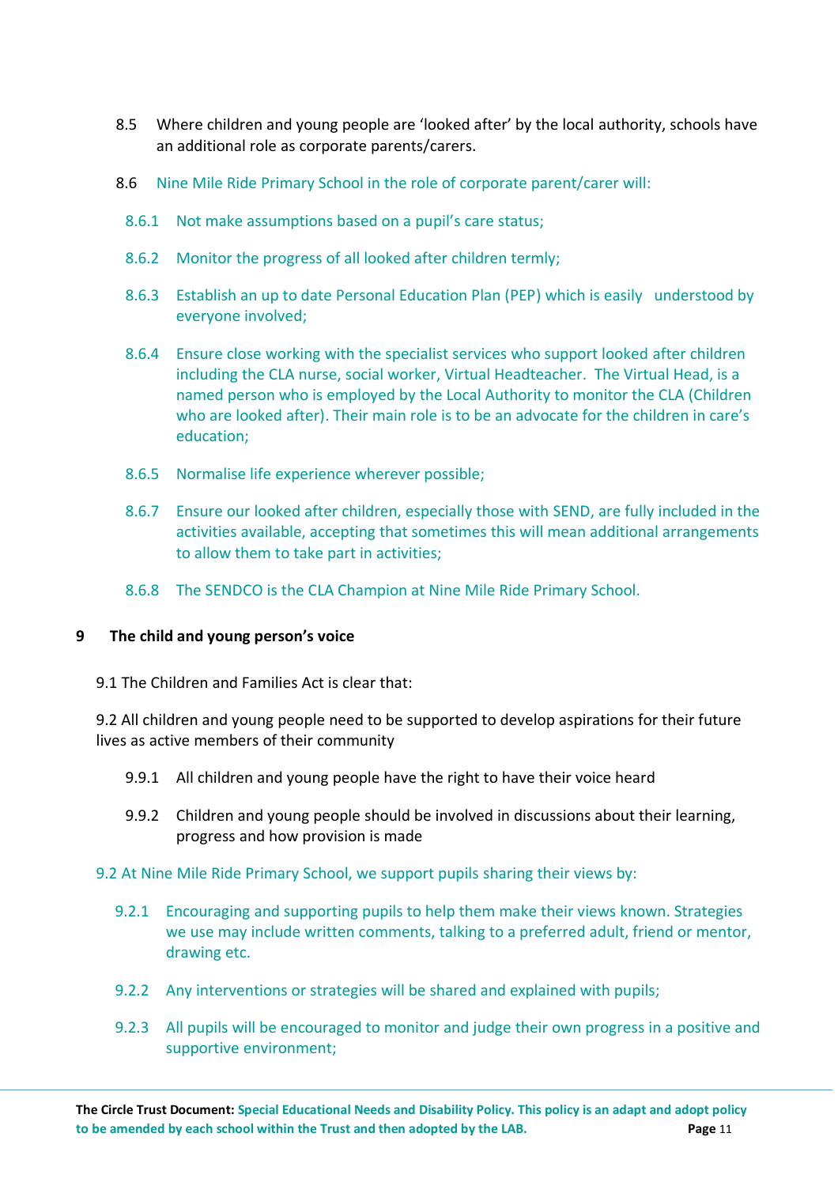8.5 Where children and young people are 'looked after' by the local authority, schools have an additional role as corporate parents/carers.

8.6 Nine Mile Ride Primary School in the role of corporate parent/carer will:

8.6.1 Not make assumptions based on a pupil's care status;

8.6.2 Monitor the progress of all looked after children termly;

8.6.3 Establish an up to date Personal Education Plan (PEP) which is easily understood by everyone involved;

8.6.4 Ensure close working with the specialist services who support looked after children including the CLA nurse, social worker, Virtual Headteacher. The Virtual Head, is a named person who is employed by the Local Authority to monitor the CLA (Children who are looked after). Their main role is to be an advocate for the children in care's education;

8.6.5 Normalise life experience wherever possible;

8.6.7 Ensure our looked after children, especially those with SEND, are fully included in the activities available, accepting that sometimes this will mean additional arrangements to allow them to take part in activities;

8.6.8 The SENDCO is the CLA Champion at Nine Mile Ride Primary School.

## 9 The child and young person's voice

9.1 The Children and Families Act is clear that:

9.2 All children and young people need to be supported to develop aspirations for their future lives as active members of their community

9.9.1 All children and young people have the right to have their voice heard

9.9.2 Children and young people should be involved in discussions about their learning, progress and how provision is made

9.2 At Nine Mile Ride Primary School, we support pupils sharing their views by:

9.2.1 Encouraging and supporting pupils to help them make their views known. Strategies we use may include written comments, talking to a preferred adult, friend or mentor, drawing etc.

9.2.2 Any interventions or strategies will be shared and explained with pupils;

9.2.3 All pupils will be encouraged to monitor and judge their own progress in a positive and supportive environment;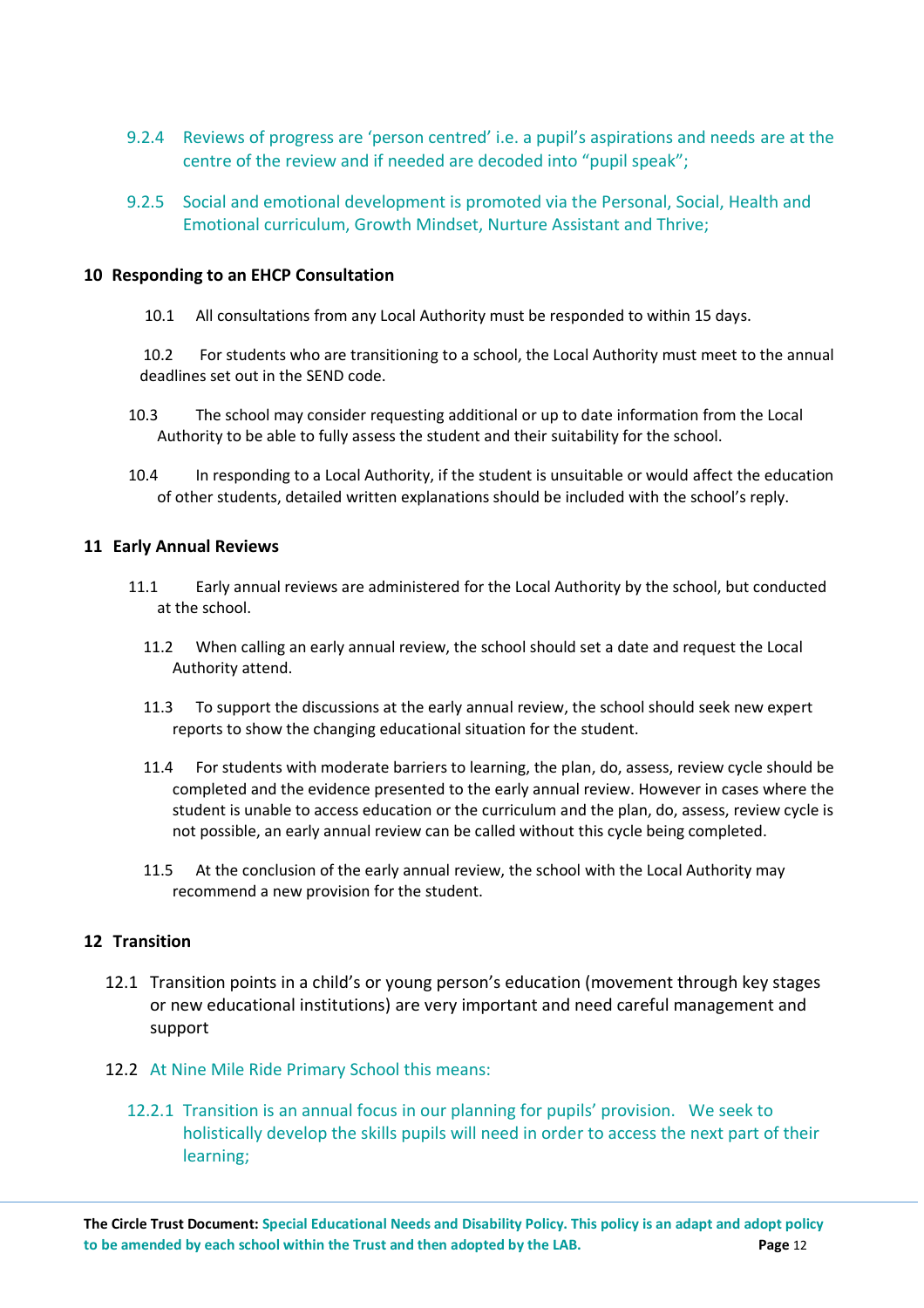9.2.4 Reviews of progress are 'person centred' i.e. a pupil's aspirations and needs are at the centre of the review and if needed are decoded into "pupil speak";

9.2.5 Social and emotional development is promoted via the Personal, Social, Health and Emotional curriculum, Growth Mindset, Nurture Assistant and Thrive;

## 10 Responding to an EHCP Consultation

10.1 All consultations from any Local Authority must be responded to within 15 days.

10.2 For students who are transitioning to a school, the Local Authority must meet to the annual deadlines set out in the SEND code.

10.3 The school may consider requesting additional or up to date information from the Local Authority to be able to fully assess the student and their suitability for the school.

10.4 In responding to a Local Authority, if the student is unsuitable or would affect the education of other students, detailed written explanations should be included with the school's reply.

## 11 Early Annual Reviews

11.1 Early annual reviews are administered for the Local Authority by the school, but conducted at the school.

11.2 When calling an early annual review, the school should set a date and request the Local Authority attend.

11.3 To support the discussions at the early annual review, the school should seek new expert reports to show the changing educational situation for the student.

11.4 For students with moderate barriers to learning, the plan, do, assess, review cycle should be completed and the evidence presented to the early annual review. However in cases where the student is unable to access education or the curriculum and the plan, do, assess, review cycle is not possible, an early annual review can be called without this cycle being completed.

11.5 At the conclusion of the early annual review, the school with the Local Authority may recommend a new provision for the student.

## 12 Transition

12.1 Transition points in a child's or young person's education (movement through key stages or new educational institutions) are very important and need careful management and support

12.2 At Nine Mile Ride Primary School this means:

12.2.1 Transition is an annual focus in our planning for pupils' provision. We seek to holistically develop the skills pupils will need in order to access the next part of their learning;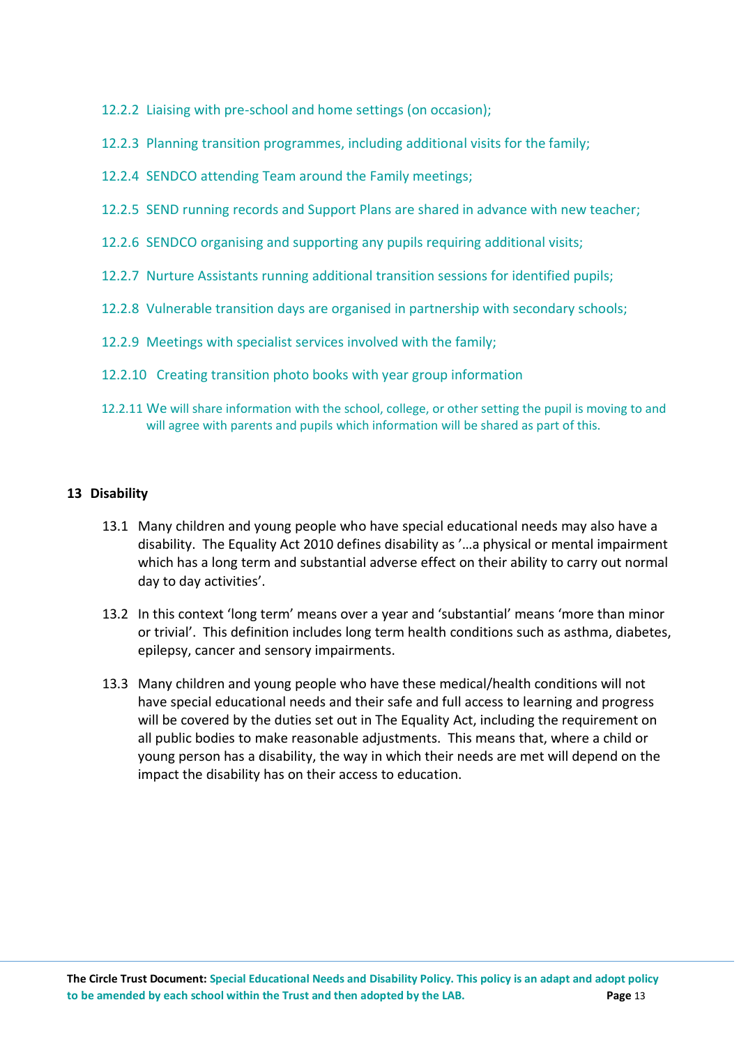12.2.2 Liaising with pre-school and home settings (on occasion);

12.2.3 Planning transition programmes, including additional visits for the family;

12.2.4 SENDCO attending Team around the Family meetings;

12.2.5 SEND running records and Support Plans are shared in advance with new teacher;

12.2.6 SENDCO organising and supporting any pupils requiring additional visits;

12.2.7 Nurture Assistants running additional transition sessions for identified pupils;

12.2.8 Vulnerable transition days are organised in partnership with secondary schools;

12.2.9 Meetings with specialist services involved with the family;

12.2.10 Creating transition photo books with year group information

12.2.11 We will share information with the school, college, or other setting the pupil is moving to and will agree with parents and pupils which information will be shared as part of this.

## 13 Disability

13.1 Many children and young people who have special educational needs may also have a disability. The Equality Act 2010 defines disability as '…a physical or mental impairment which has a long term and substantial adverse effect on their ability to carry out normal day to day activities'.

13.2 In this context 'long term' means over a year and 'substantial' means 'more than minor or trivial'. This definition includes long term health conditions such as asthma, diabetes, epilepsy, cancer and sensory impairments.

13.3 Many children and young people who have these medical/health conditions will not have special educational needs and their safe and full access to learning and progress will be covered by the duties set out in The Equality Act, including the requirement on all public bodies to make reasonable adjustments. This means that, where a child or young person has a disability, the way in which their needs are met will depend on the impact the disability has on their access to education.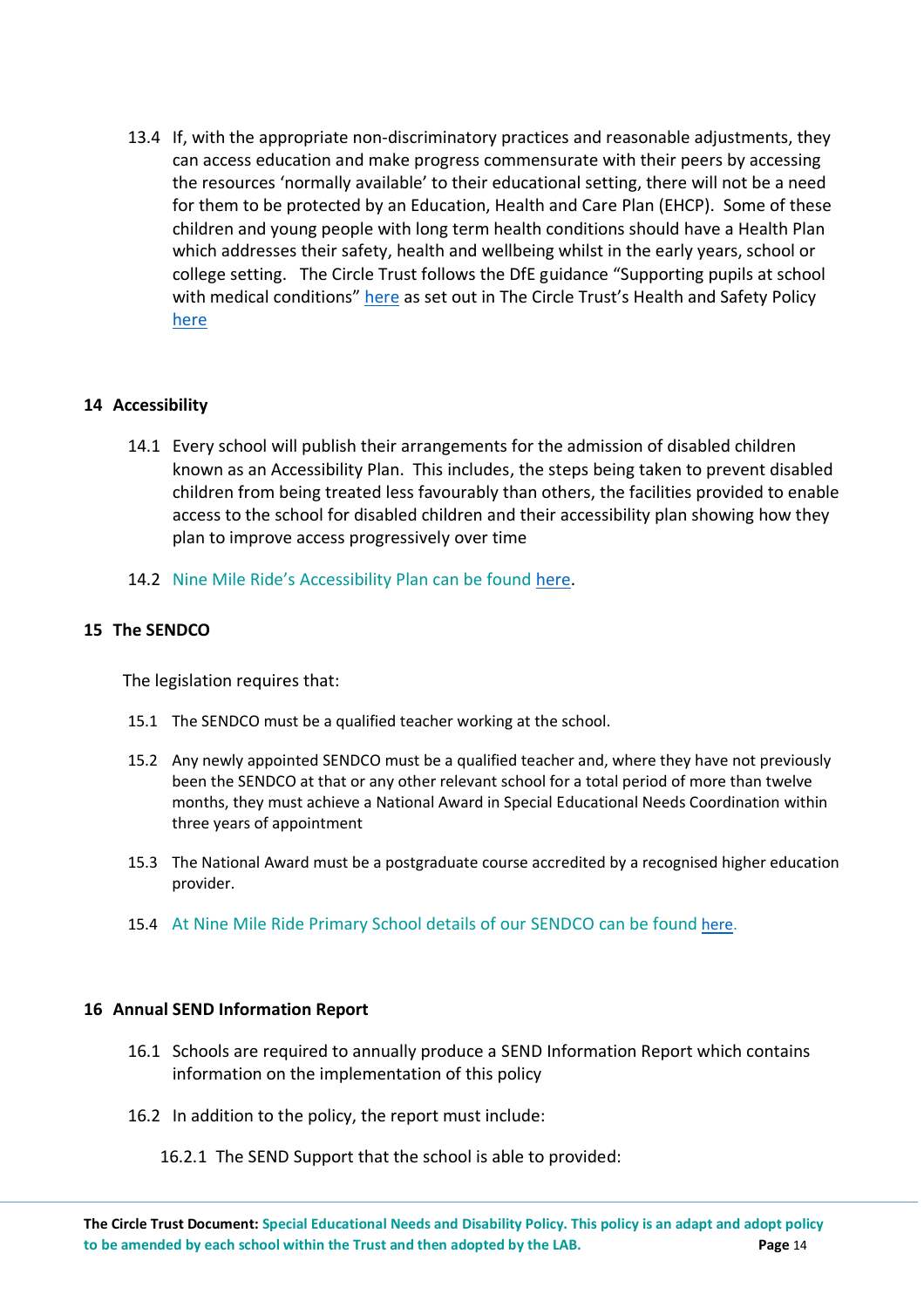13.4 If, with the appropriate non-discriminatory practices and reasonable adjustments, they can access education and make progress commensurate with their peers by accessing the resources 'normally available' to their educational setting, there will not be a need for them to be protected by an Education, Health and Care Plan (EHCP). Some of these children and young people with long term health conditions should have a Health Plan which addresses their safety, health and wellbeing whilst in the early years, school or college setting. The Circle Trust follows the DfE guidance "Supporting pupils at school with medical conditions" here as set out in The Circle Trust's Health and Safety Policy here

## 14 Accessibility

14.1 Every school will publish their arrangements for the admission of disabled children known as an Accessibility Plan. This includes, the steps being taken to prevent disabled children from being treated less favourably than others, the facilities provided to enable access to the school for disabled children and their accessibility plan showing how they plan to improve access progressively over time

14.2 Nine Mile Ride's Accessibility Plan can be found here.

## 15 The SENDCO

The legislation requires that:

15.1 The SENDCO must be a qualified teacher working at the school.

15.2 Any newly appointed SENDCO must be a qualified teacher and, where they have not previously been the SENDCO at that or any other relevant school for a total period of more than twelve months, they must achieve a National Award in Special Educational Needs Coordination within three years of appointment

15.3 The National Award must be a postgraduate course accredited by a recognised higher education provider.

15.4 At Nine Mile Ride Primary School details of our SENDCO can be found here.

## 16 Annual SEND Information Report

16.1 Schools are required to annually produce a SEND Information Report which contains information on the implementation of this policy

16.2 In addition to the policy, the report must include:

16.2.1 The SEND Support that the school is able to provided: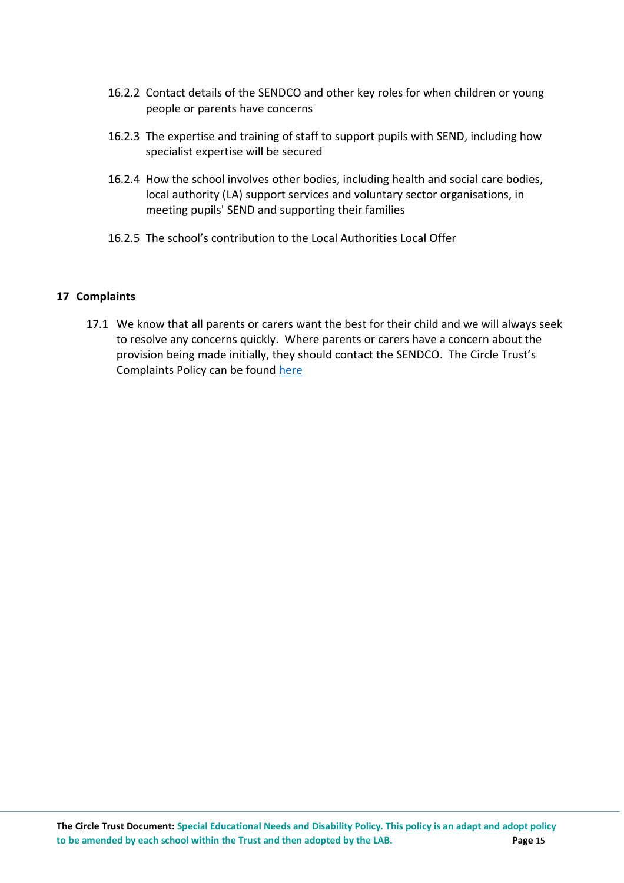16.2.2 Contact details of the SENDCO and other key roles for when children or young people or parents have concerns

16.2.3 The expertise and training of staff to support pupils with SEND, including how specialist expertise will be secured

16.2.4 How the school involves other bodies, including health and social care bodies, local authority (LA) support services and voluntary sector organisations, in meeting pupils' SEND and supporting their families

16.2.5 The school's contribution to the Local Authorities Local Offer

## 17 Complaints

17.1 We know that all parents or carers want the best for their child and we will always seek to resolve any concerns quickly. Where parents or carers have a concern about the provision being made initially, they should contact the SENDCO. The Circle Trust's Complaints Policy can be found here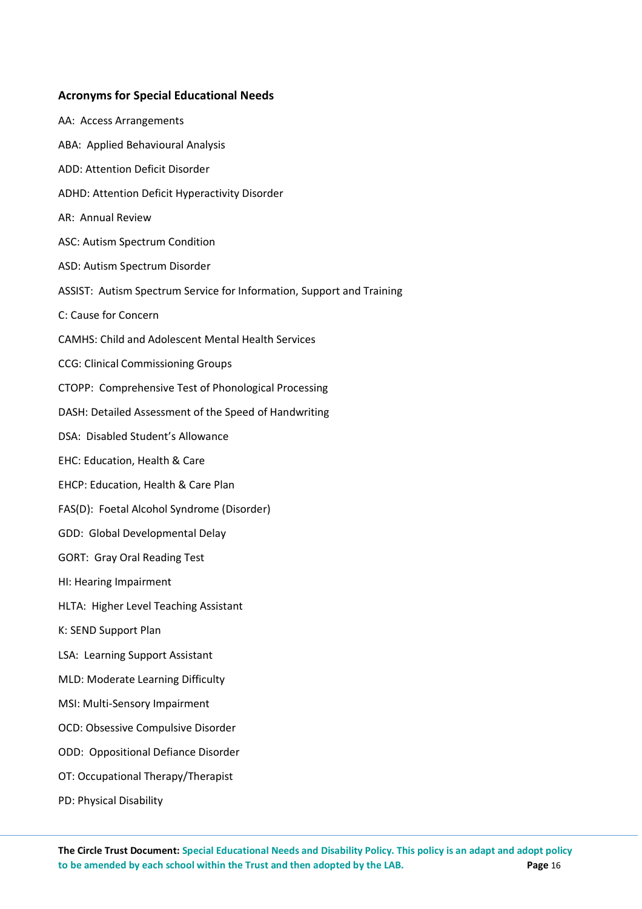### Acronyms for Special Educational Needs

AA: Access Arrangements

ABA: Applied Behavioural Analysis

ADD: Attention Deficit Disorder

ADHD: Attention Deficit Hyperactivity Disorder

AR: Annual Review

ASC: Autism Spectrum Condition

ASD: Autism Spectrum Disorder

ASSIST: Autism Spectrum Service for Information, Support and Training

C: Cause for Concern

CAMHS: Child and Adolescent Mental Health Services

CCG: Clinical Commissioning Groups

CTOPP: Comprehensive Test of Phonological Processing

DASH: Detailed Assessment of the Speed of Handwriting

DSA: Disabled Student's Allowance

EHC: Education, Health & Care

EHCP: Education, Health & Care Plan

FAS(D): Foetal Alcohol Syndrome (Disorder)

GDD: Global Developmental Delay

GORT: Gray Oral Reading Test

HI: Hearing Impairment

HLTA: Higher Level Teaching Assistant

K: SEND Support Plan

LSA: Learning Support Assistant

MLD: Moderate Learning Difficulty

MSI: Multi-Sensory Impairment

OCD: Obsessive Compulsive Disorder

ODD: Oppositional Defiance Disorder

OT: Occupational Therapy/Therapist

PD: Physical Disability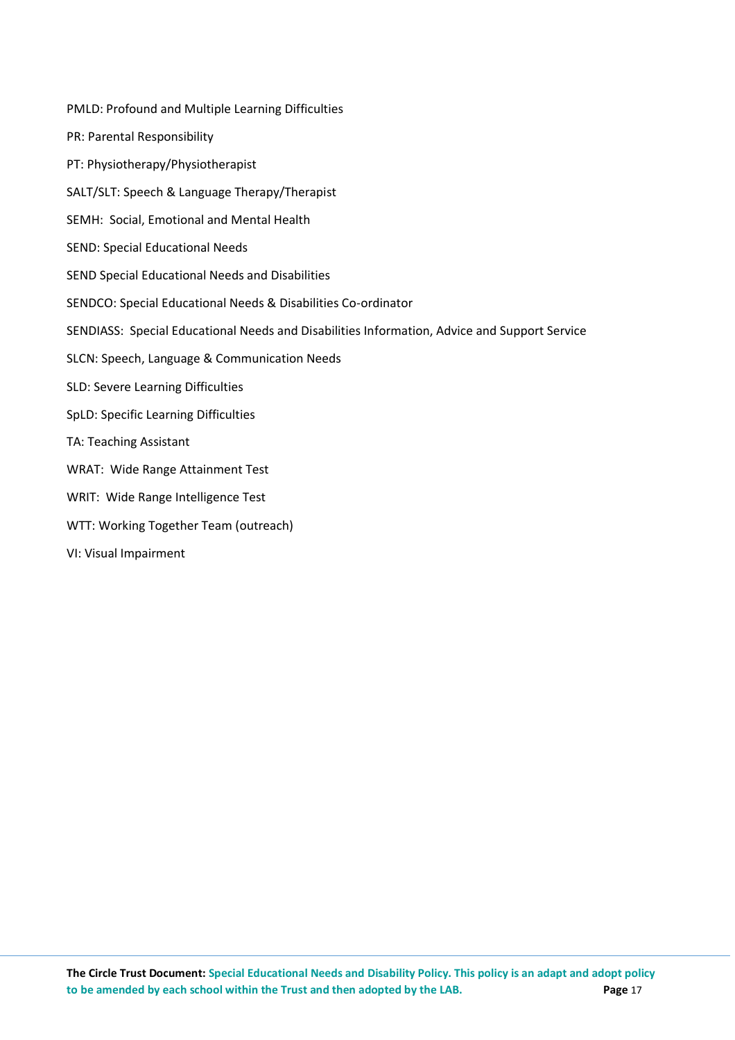PMLD: Profound and Multiple Learning Difficulties

PR: Parental Responsibility

PT: Physiotherapy/Physiotherapist

SALT/SLT: Speech & Language Therapy/Therapist

SEMH: Social, Emotional and Mental Health

SEND: Special Educational Needs

SEND Special Educational Needs and Disabilities

SENDCO: Special Educational Needs & Disabilities Co-ordinator

SENDIASS: Special Educational Needs and Disabilities Information, Advice and Support Service

SLCN: Speech, Language & Communication Needs

SLD: Severe Learning Difficulties

SpLD: Specific Learning Difficulties

TA: Teaching Assistant

WRAT: Wide Range Attainment Test

WRIT: Wide Range Intelligence Test

WTT: Working Together Team (outreach)

VI: Visual Impairment